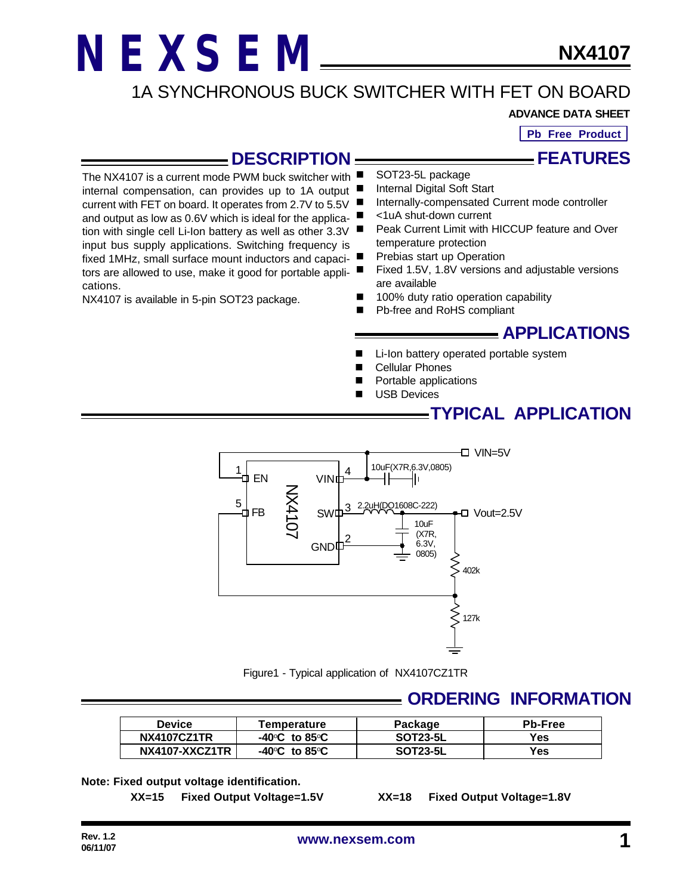# NEXSEM NX4107

## 1A SYNCHRONOUS BUCK SWITCHER WITH FET ON BOARD

**ADVANCE DATA SHEET**

**Pb Free Product**

## DESCRIPTION

The NX4107 is a current mode PWM buck switcher with internal compensation, can provides up to 1A output current with FET on board. It operates from 2.7V to 5.5V and output as low as 0.6V which is ideal for the application with single cell Li-Ion battery as well as other 3.3V input bus supply applications. Switching frequency is fixed 1MHz, small surface mount inductors and capacitors are allowed to use, make it good for portable applications.

NX4107 is available in 5-pin SOT23 package.

## FEATURES

- SOT23-5L package
- Internal Digital Soft Start
- Internally-compensated Current mode controller
- <1uA shut-down current
- Peak Current Limit with HICCUP feature and Over temperature protection
- Prebias start up Operation
- Fixed 1.5V, 1.8V versions and adjustable versions are available
- 100% duty ratio operation capability
- Pb-free and RoHS compliant

## APPLICATIONS

- Li-Ion battery operated portable system
- Cellular Phones
- Portable applications
- USB Devices

## TYPICAL APPLICATION

Figure1 - Typical application of NX4107CZ1TR

## ORDERING INFORMATION

| Device | Temperature | Package | Pb-Free |
|---|---|---|---|
| NX4107CZ1TR | -40°C to 85°C | SOT23-5L | Yes |
| NX4107-XXCZ1TR | -40°C to 85°C | SOT23-5L | Yes |

**Note: Fixed output voltage identification.**

**XX=15 Fixed Output Voltage=1.5V**

**XX=18 Fixed Output Voltage=1.8V**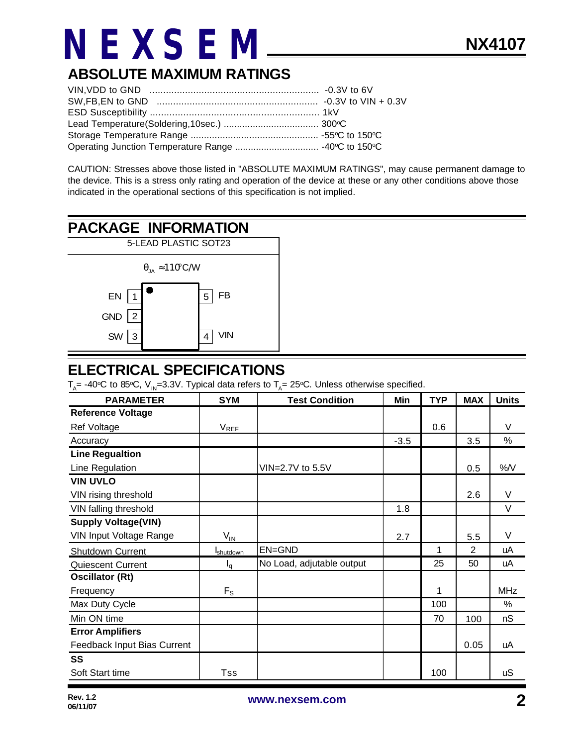## ABSOLUTE MAXIMUM RATINGS

VIN,VDD to GND .............................................................. -0.3V to 6V
SW,FB,EN to GND .......................................................... -0.3V to VIN + 0.3V
ESD Susceptibility .............................................................. 1kV
Lead Temperature(Soldering,10sec.) .................................... 300°C
Storage Temperature Range ................................................ -55°C to 150°C
Operating Junction Temperature Range ................................ -40°C to 150°C

CAUTION: Stresses above those listed in "ABSOLUTE MAXIMUM RATINGS", may cause permanent damage to the device. This is a stress only rating and operation of the device at these or any other conditions above those indicated in the operational sections of this specification is not implied.

## PACKAGE INFORMATION

5-LEAD PLASTIC SOT23

$\theta_{JA} \approx 110^{\circ}C/W$

| Pin | Name |
| --- | --- |
| 1 | EN |
| 2 | GND |
| 3 | SW |
| 4 | VIN |
| 5 | FB |

## ELECTRICAL SPECIFICATIONS

$T_A$= -40°C to 85°C, $V_{IN}$=3.3V. Typical data refers to $T_A$= 25°C. Unless otherwise specified.

| PARAMETER | SYM | Test Condition | Min | TYP | MAX | Units |
| --- | --- | --- | --- | --- | --- | --- |
| **Reference Voltage** | | | | | | |
| Ref Voltage | $V_{REF}$ | | | 0.6 | | V |
| Accuracy | | | -3.5 | | 3.5 | % |
| **Line Regualtion** | | | | | | |
| Line Regulation | | VIN=2.7V to 5.5V | | | 0.5 | %/V |
| **VIN UVLO** | | | | | | |
| VIN rising threshold | | | | | 2.6 | V |
| VIN falling threshold | | | 1.8 | | | V |
| **Supply Voltage(VIN)** | | | | | | |
| VIN Input Voltage Range | $V_{IN}$ | | 2.7 | | 5.5 | V |
| Shutdown Current | $I_{shutdown}$ | EN=GND | | 1 | 2 | uA |
| Quiescent Current | $I_q$ | No Load, adjutable output | | 25 | 50 | uA |
| **Oscillator (Rt)** | | | | | | |
| Frequency | $F_S$ | | | 1 | | MHz |
| Max Duty Cycle | | | | 100 | | % |
| Min ON time | | | | 70 | 100 | nS |
| **Error Amplifiers** | | | | | | |
| Feedback Input Bias Current | | | | | 0.05 | uA |
| **SS** | | | | | | |
| Soft Start time | Tss | | | 100 | | uS |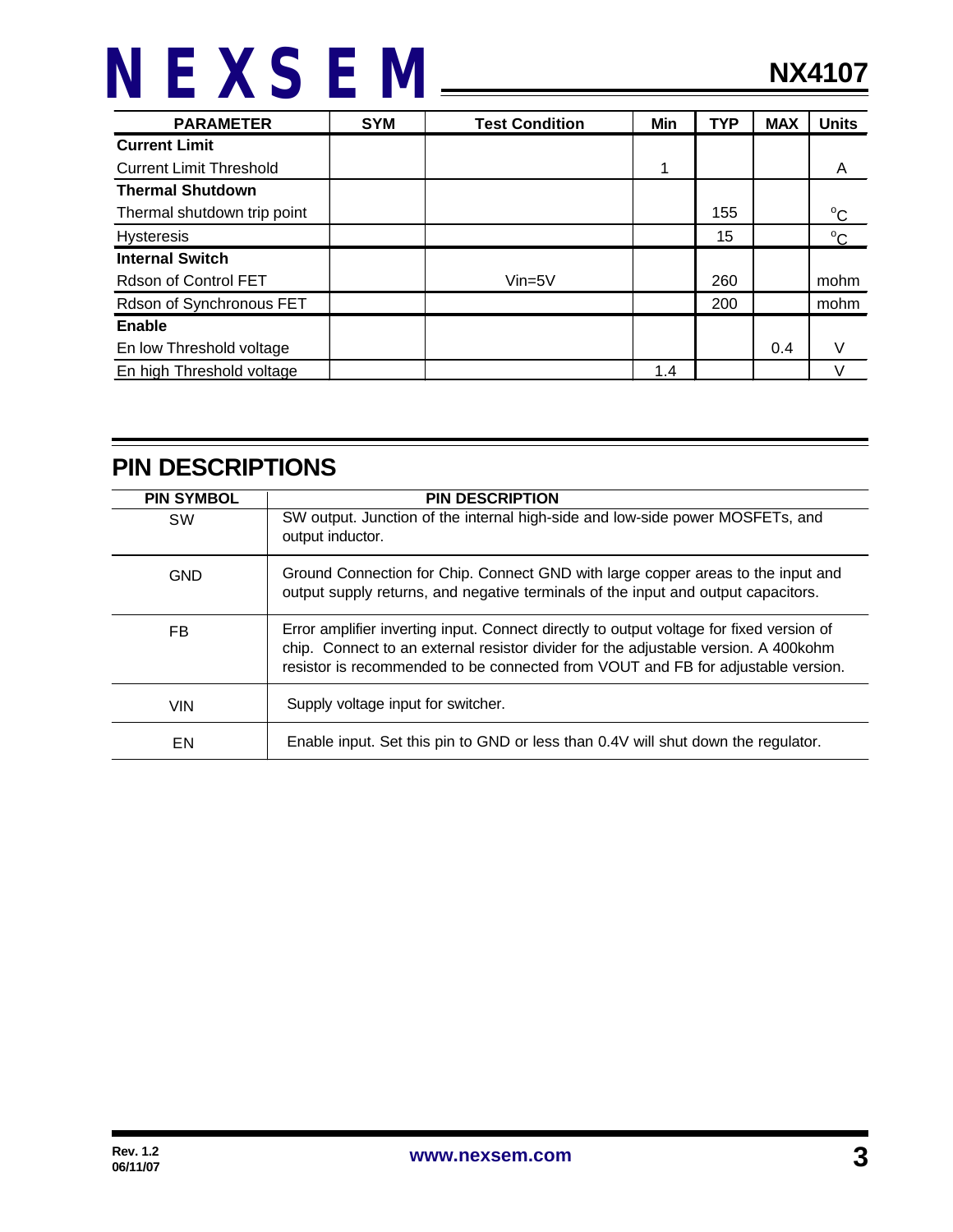| PARAMETER | SYM | Test Condition | Min | TYP | MAX | Units |
|---|---|---|---|---|---|---|
| **Current Limit** | | | | | | |
| Current Limit Threshold | | | 1 | | | A |
| **Thermal Shutdown** | | | | | | |
| Thermal shutdown trip point | | | | 155 | | °C |
| Hysteresis | | | | 15 | | °C |
| **Internal Switch** | | | | | | |
| Rdson of Control FET | | Vin=5V | | 260 | | mohm |
| Rdson of Synchronous FET | | | | 200 | | mohm |
| **Enable** | | | | | | |
| En low Threshold voltage | | | | | 0.4 | V |
| En high Threshold voltage | | | 1.4 | | | V |

## PIN DESCRIPTIONS

| PIN SYMBOL | PIN DESCRIPTION |
|---|---|
| SW | SW output. Junction of the internal high-side and low-side power MOSFETs, and output inductor. |
| GND | Ground Connection for Chip. Connect GND with large copper areas to the input and output supply returns, and negative terminals of the input and output capacitors. |
| FB | Error amplifier inverting input. Connect directly to output voltage for fixed version of chip. Connect to an external resistor divider for the adjustable version. A 400kohm resistor is recommended to be connected from VOUT and FB for adjustable version. |
| VIN | Supply voltage input for switcher. |
| EN | Enable input. Set this pin to GND or less than 0.4V will shut down the regulator. |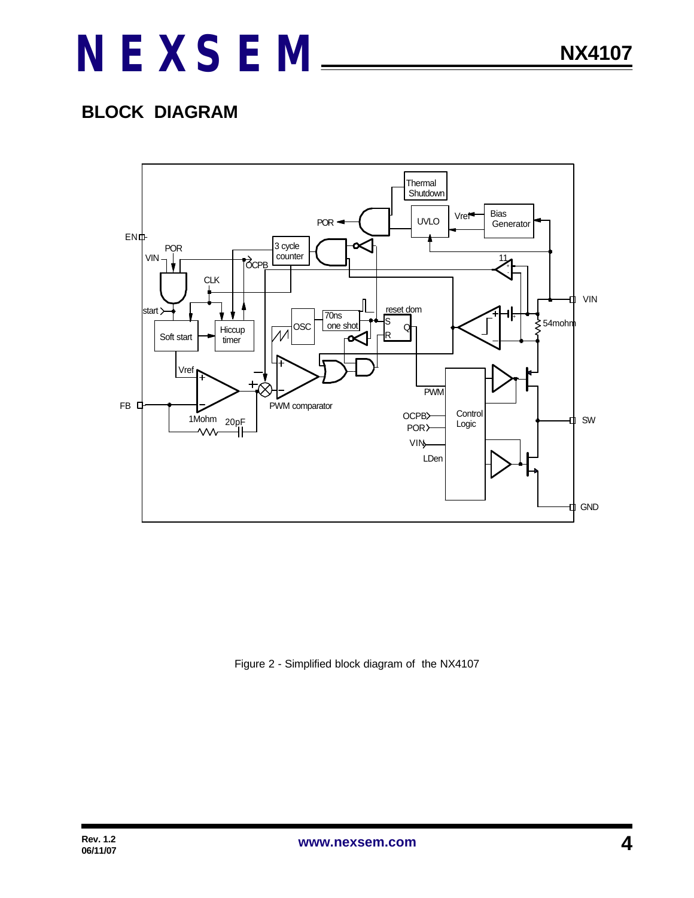## BLOCK DIAGRAM

Figure 2 - Simplified block diagram of the NX4107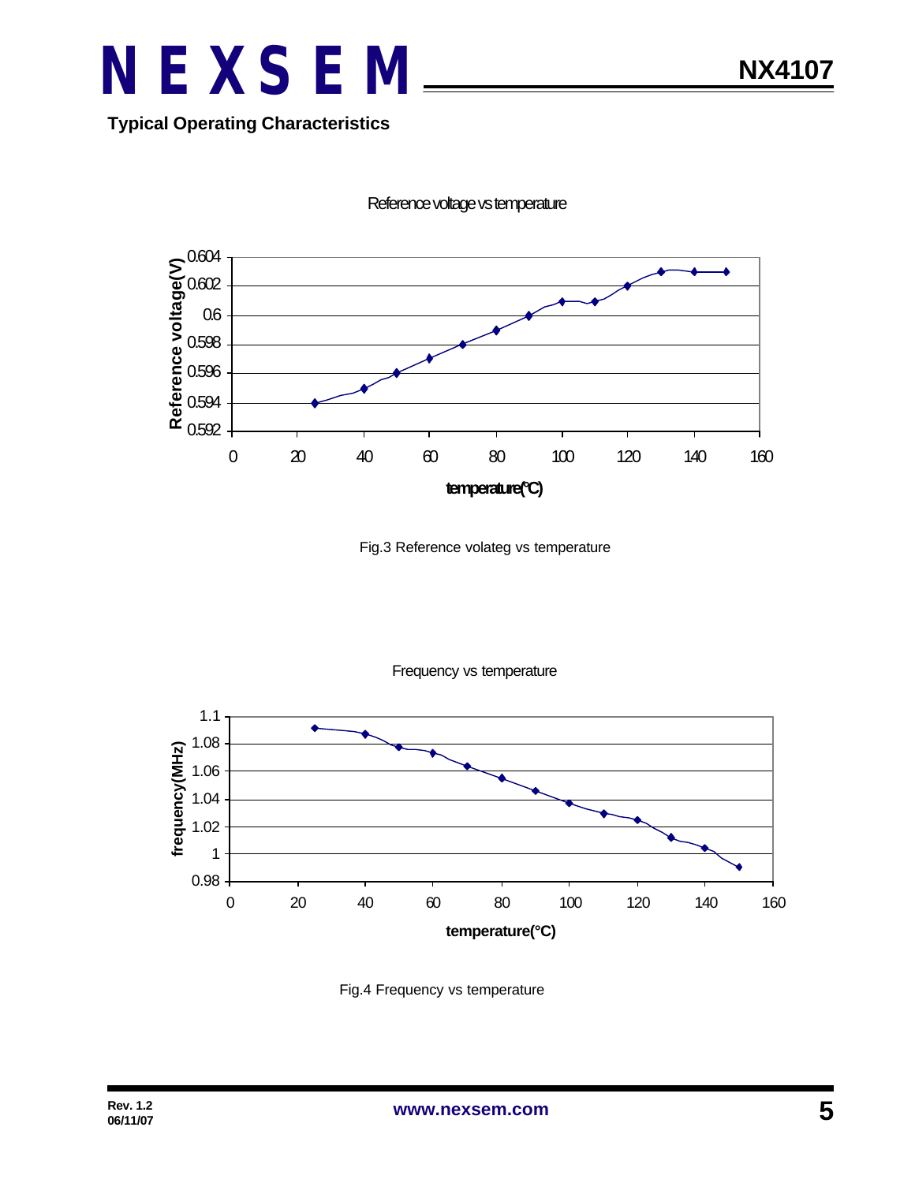**Typical Operating Characteristics**

Fig.3 Reference volateg vs temperature

Fig.4 Frequency vs temperature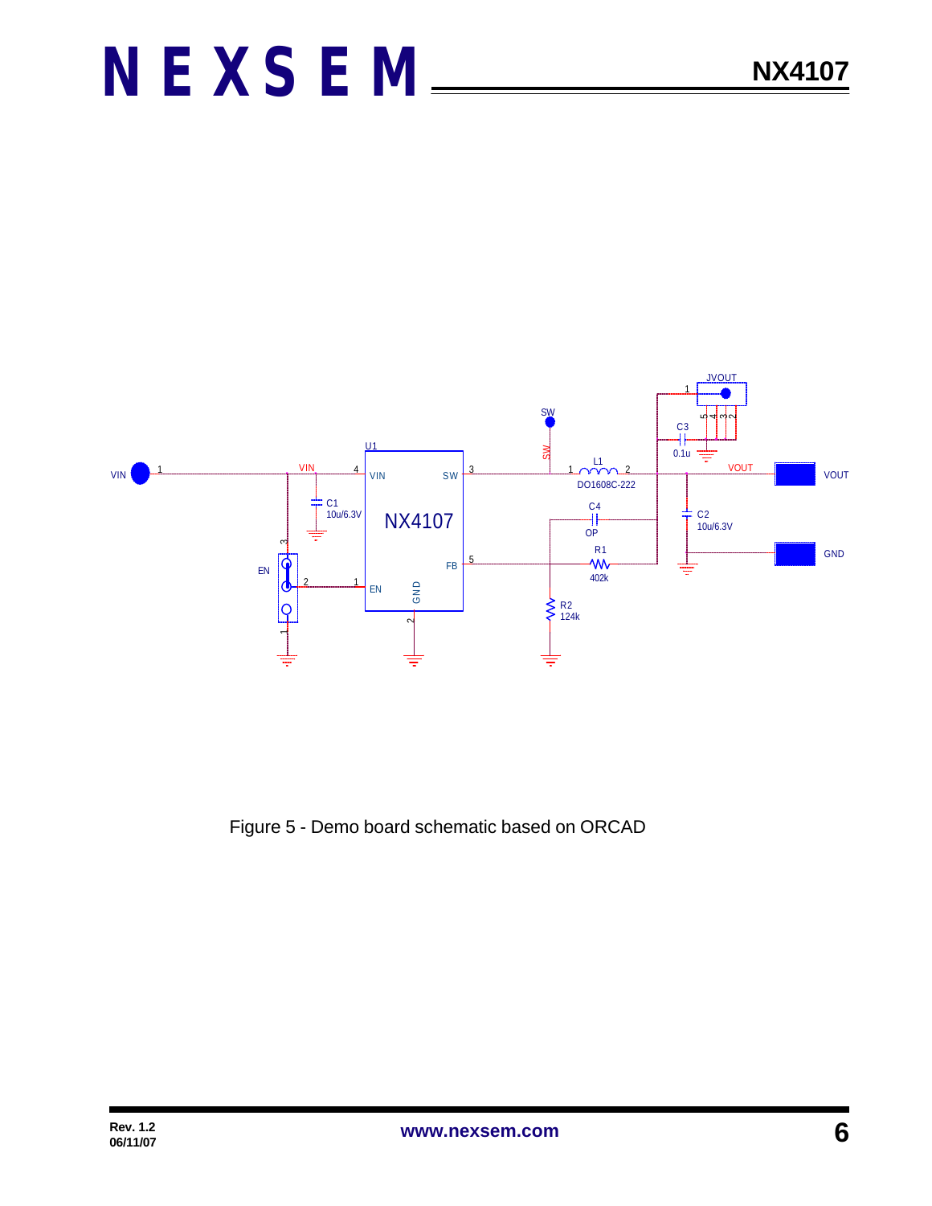Figure 5 - Demo board schematic based on ORCAD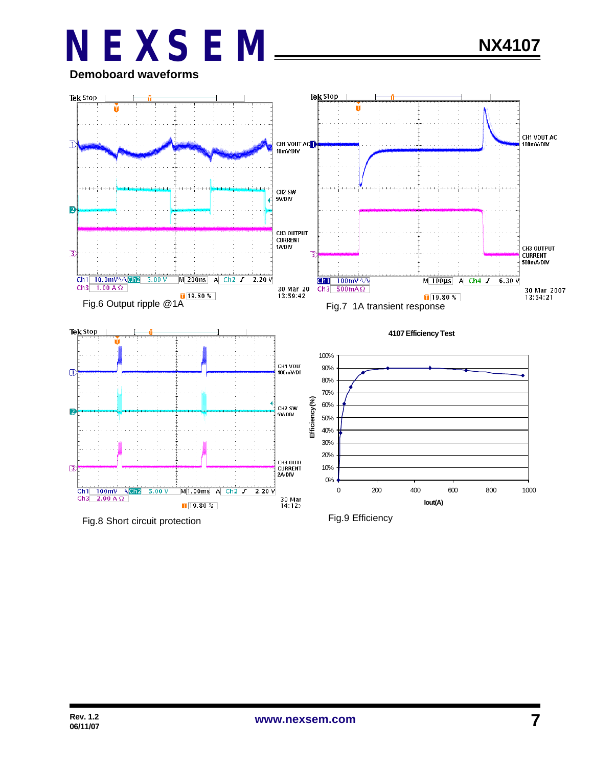## Demoboard waveforms

Tek Stop

CH1 VOUT AC
10mV/DIV

CH2 SW
5V/DIV

CH3 OUTPUT
CURRENT
1A/DIV

Ch1 10.0mV Ch2 5.00 V M 200ns A Ch2 2.20 V
Ch3 1.00 A Ω
19.80 %
30 Mar 20
13:59:42

Fig.6 Output ripple @1A

Tek Stop

CH1 VOUT AC
100mV/DIV

CH3 OUTPUT
CURRENT
500mA/DIV

Ch1 100mV M 100µs A Ch4 6.30 V
Ch3 500mA Ω
19.80 %
30 Mar 2007
13:54:21

Fig.7 1A transient response

Tek Stop

CH1 VOUT
100mV/DI

CH2 SW
5V/DIV

CH3 OUTI
CURRENT
2A/DIV

Ch1 100mV Ch2 5.00 V M 1.00ms A Ch2 2.20 V
Ch3 2.00 A Ω
19.80 %
30 Mar
14:12:

Fig.8 Short circuit protection

4107 Efficiency Test

Efficiency(%)

100%
90%
80%
70%
60%
50%
40%
30%
20%
10%
0%

0
200
400
600
800
1000

Iout(A)

Fig.9 Efficiency